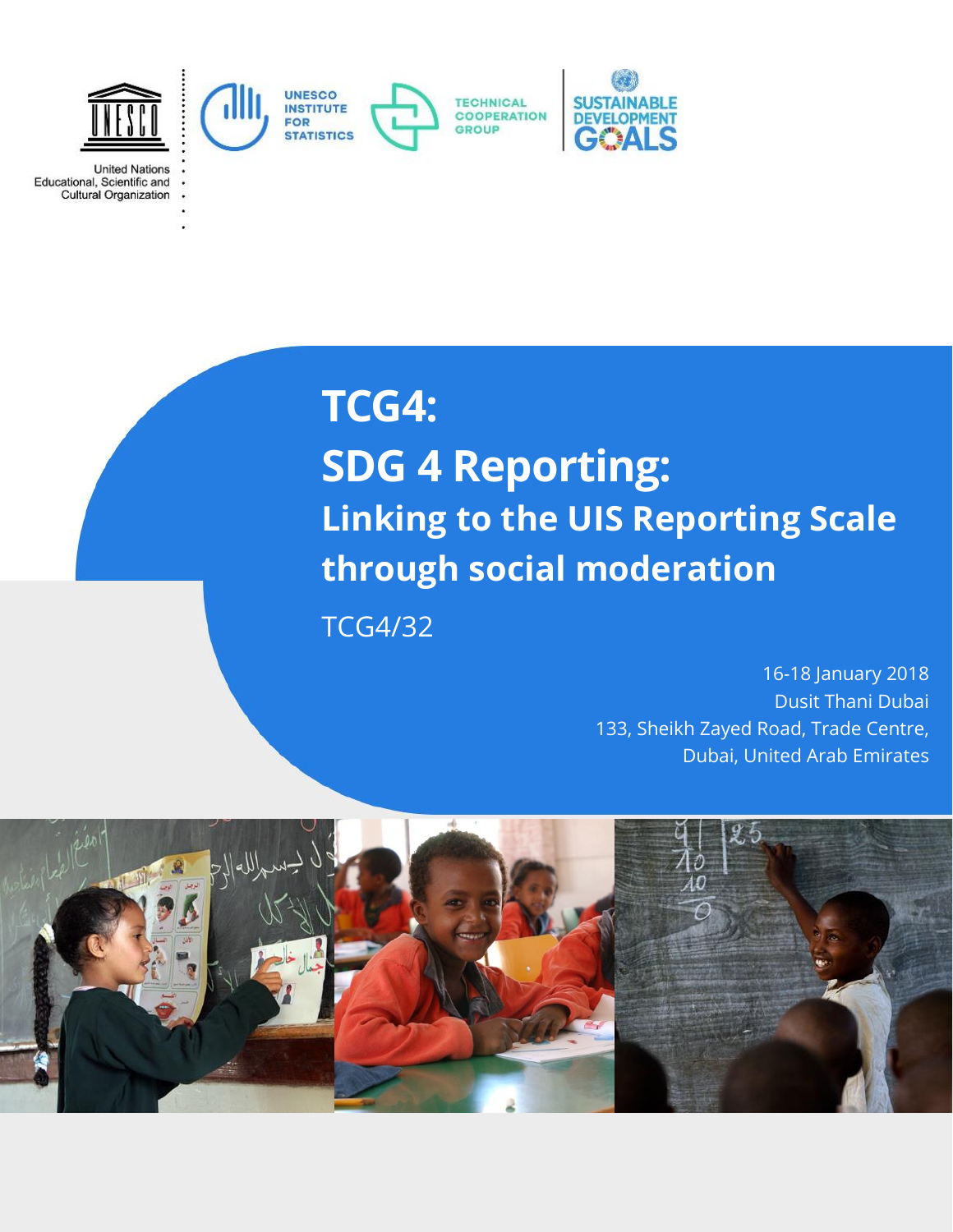United Nations Educational, Scientific and Cultural Organization

UNESCO INSTITUTE FOR STATISTICS

TECHNICAL COOPERATION GROUP

SUSTAINABLE DEVELOPMENT GOALS

# TCG4:

# SDG 4 Reporting:

## Linking to the UIS Reporting Scale through social moderation

TCG4/32

16-18 January 2018
Dusit Thani Dubai
133, Sheikh Zayed Road, Trade Centre,
Dubai, United Arab Emirates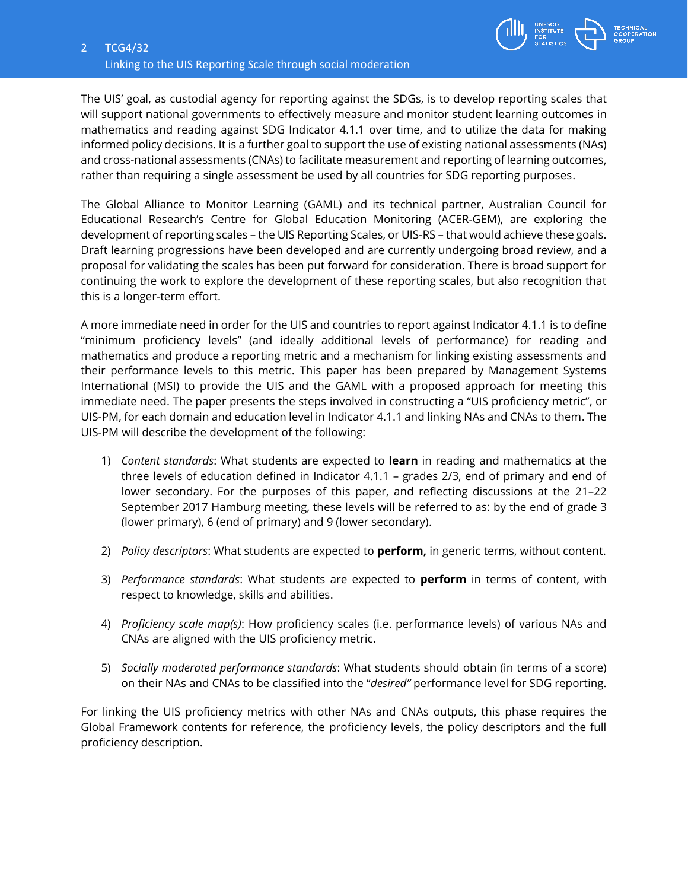The UIS' goal, as custodial agency for reporting against the SDGs, is to develop reporting scales that will support national governments to effectively measure and monitor student learning outcomes in mathematics and reading against SDG Indicator 4.1.1 over time, and to utilize the data for making informed policy decisions. It is a further goal to support the use of existing national assessments (NAs) and cross-national assessments (CNAs) to facilitate measurement and reporting of learning outcomes, rather than requiring a single assessment be used by all countries for SDG reporting purposes.

The Global Alliance to Monitor Learning (GAML) and its technical partner, Australian Council for Educational Research's Centre for Global Education Monitoring (ACER-GEM), are exploring the development of reporting scales – the UIS Reporting Scales, or UIS-RS – that would achieve these goals. Draft learning progressions have been developed and are currently undergoing broad review, and a proposal for validating the scales has been put forward for consideration. There is broad support for continuing the work to explore the development of these reporting scales, but also recognition that this is a longer-term effort.

A more immediate need in order for the UIS and countries to report against Indicator 4.1.1 is to define "minimum proficiency levels" (and ideally additional levels of performance) for reading and mathematics and produce a reporting metric and a mechanism for linking existing assessments and their performance levels to this metric. This paper has been prepared by Management Systems International (MSI) to provide the UIS and the GAML with a proposed approach for meeting this immediate need. The paper presents the steps involved in constructing a "UIS proficiency metric", or UIS-PM, for each domain and education level in Indicator 4.1.1 and linking NAs and CNAs to them. The UIS-PM will describe the development of the following:

1) *Content standards*: What students are expected to **learn** in reading and mathematics at the three levels of education defined in Indicator 4.1.1 – grades 2/3, end of primary and end of lower secondary. For the purposes of this paper, and reflecting discussions at the 21–22 September 2017 Hamburg meeting, these levels will be referred to as: by the end of grade 3 (lower primary), 6 (end of primary) and 9 (lower secondary).

2) *Policy descriptors*: What students are expected to **perform,** in generic terms, without content.

3) *Performance standards*: What students are expected to **perform** in terms of content, with respect to knowledge, skills and abilities.

4) *Proficiency scale map(s)*: How proficiency scales (i.e. performance levels) of various NAs and CNAs are aligned with the UIS proficiency metric.

5) *Socially moderated performance standards*: What students should obtain (in terms of a score) on their NAs and CNAs to be classified into the "*desired"* performance level for SDG reporting.

For linking the UIS proficiency metrics with other NAs and CNAs outputs, this phase requires the Global Framework contents for reference, the proficiency levels, the policy descriptors and the full proficiency description.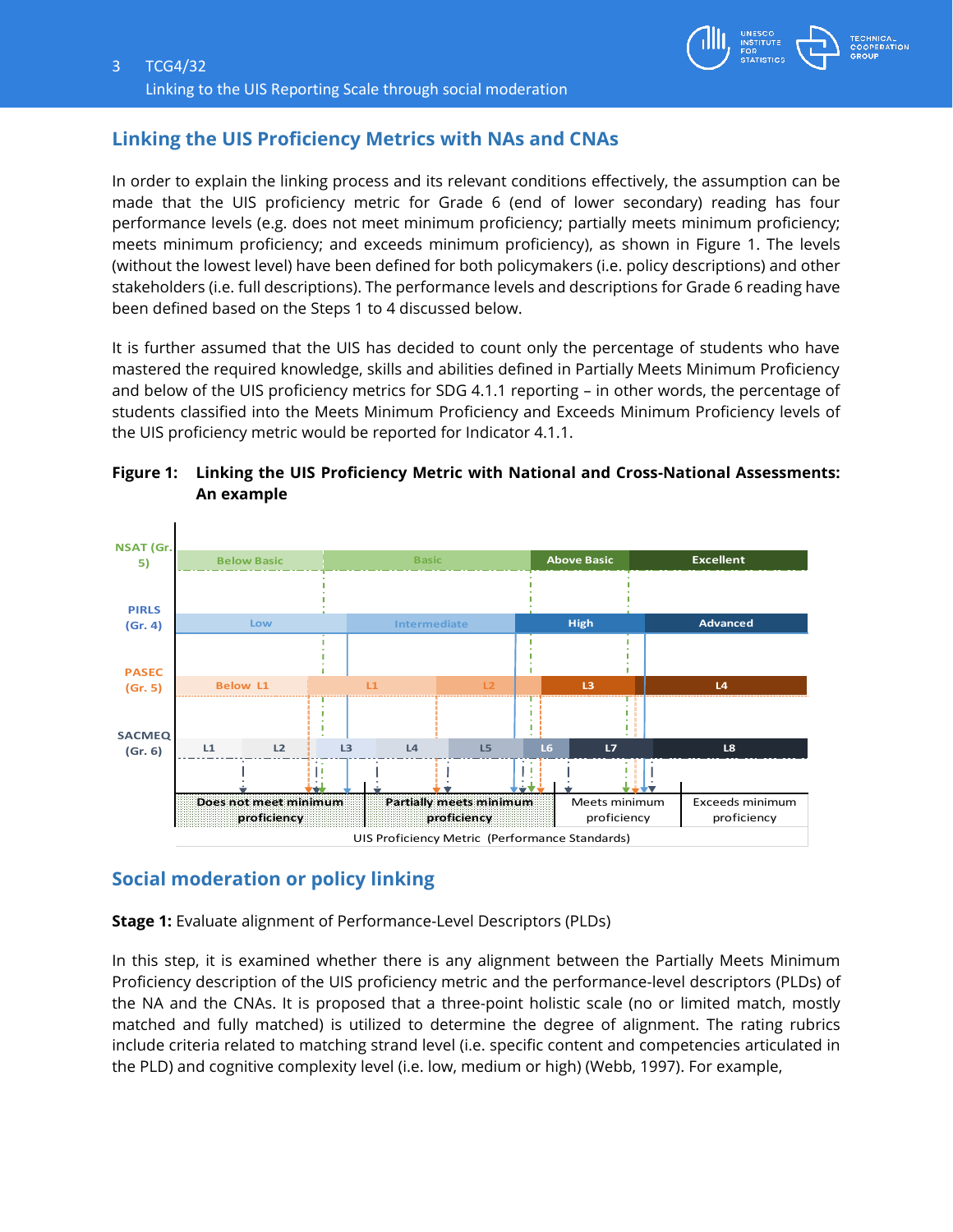## Linking the UIS Proficiency Metrics with NAs and CNAs

In order to explain the linking process and its relevant conditions effectively, the assumption can be made that the UIS proficiency metric for Grade 6 (end of lower secondary) reading has four performance levels (e.g. does not meet minimum proficiency; partially meets minimum proficiency; meets minimum proficiency; and exceeds minimum proficiency), as shown in Figure 1. The levels (without the lowest level) have been defined for both policymakers (i.e. policy descriptions) and other stakeholders (i.e. full descriptions). The performance levels and descriptions for Grade 6 reading have been defined based on the Steps 1 to 4 discussed below.

It is further assumed that the UIS has decided to count only the percentage of students who have mastered the required knowledge, skills and abilities defined in Partially Meets Minimum Proficiency and below of the UIS proficiency metrics for SDG 4.1.1 reporting – in other words, the percentage of students classified into the Meets Minimum Proficiency and Exceeds Minimum Proficiency levels of the UIS proficiency metric would be reported for Indicator 4.1.1.

**Figure 1: Linking the UIS Proficiency Metric with National and Cross-National Assessments: An example**

| Assessment | Levels |
|---|---|
| NSAT (Gr. 5) | Below Basic · Basic · Above Basic · Excellent |
| PIRLS (Gr. 4) | Low · Intermediate · High · Advanced |
| PASEC (Gr. 5) | Below L1 · L1 · L2 · L3 · L4 |
| SACMEQ (Gr. 6) | L1 · L2 · L3 · L4 · L5 · L6 · L7 · L8 |
| UIS Proficiency Metric (Performance Standards) | Does not meet minimum proficiency · Partially meets minimum proficiency · Meets minimum proficiency · Exceeds minimum proficiency |

## Social moderation or policy linking

**Stage 1:** Evaluate alignment of Performance-Level Descriptors (PLDs)

In this step, it is examined whether there is any alignment between the Partially Meets Minimum Proficiency description of the UIS proficiency metric and the performance-level descriptors (PLDs) of the NA and the CNAs. It is proposed that a three-point holistic scale (no or limited match, mostly matched and fully matched) is utilized to determine the degree of alignment. The rating rubrics include criteria related to matching strand level (i.e. specific content and competencies articulated in the PLD) and cognitive complexity level (i.e. low, medium or high) (Webb, 1997). For example,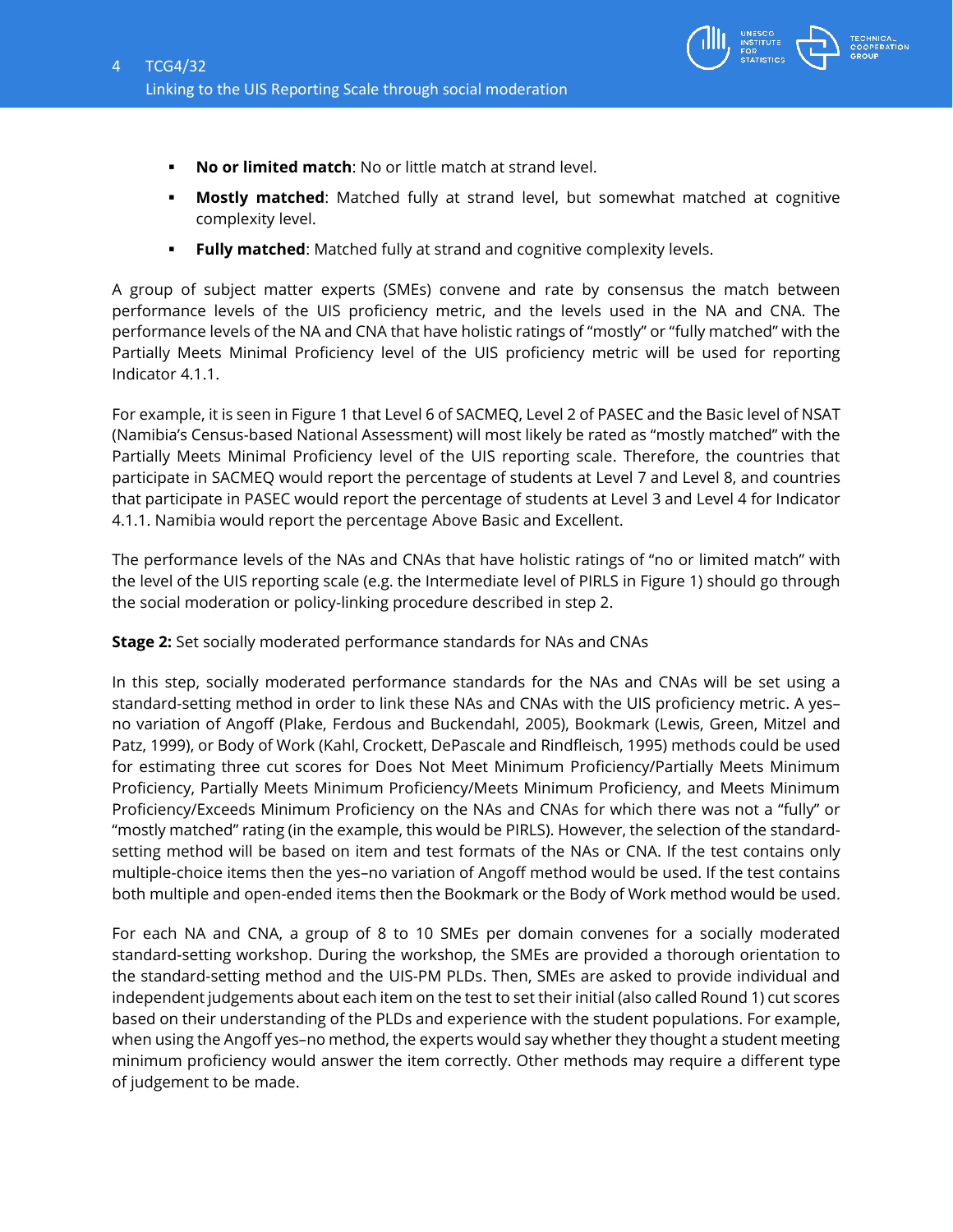- **No or limited match**: No or little match at strand level.
- **Mostly matched**: Matched fully at strand level, but somewhat matched at cognitive complexity level.
- **Fully matched**: Matched fully at strand and cognitive complexity levels.

A group of subject matter experts (SMEs) convene and rate by consensus the match between performance levels of the UIS proficiency metric, and the levels used in the NA and CNA. The performance levels of the NA and CNA that have holistic ratings of "mostly" or "fully matched" with the Partially Meets Minimal Proficiency level of the UIS proficiency metric will be used for reporting Indicator 4.1.1.

For example, it is seen in Figure 1 that Level 6 of SACMEQ, Level 2 of PASEC and the Basic level of NSAT (Namibia's Census-based National Assessment) will most likely be rated as "mostly matched" with the Partially Meets Minimal Proficiency level of the UIS reporting scale. Therefore, the countries that participate in SACMEQ would report the percentage of students at Level 7 and Level 8, and countries that participate in PASEC would report the percentage of students at Level 3 and Level 4 for Indicator 4.1.1. Namibia would report the percentage Above Basic and Excellent.

The performance levels of the NAs and CNAs that have holistic ratings of "no or limited match" with the level of the UIS reporting scale (e.g. the Intermediate level of PIRLS in Figure 1) should go through the social moderation or policy-linking procedure described in step 2.

**Stage 2:** Set socially moderated performance standards for NAs and CNAs

In this step, socially moderated performance standards for the NAs and CNAs will be set using a standard-setting method in order to link these NAs and CNAs with the UIS proficiency metric. A yes–no variation of Angoff (Plake, Ferdous and Buckendahl, 2005), Bookmark (Lewis, Green, Mitzel and Patz, 1999), or Body of Work (Kahl, Crockett, DePascale and Rindfleisch, 1995) methods could be used for estimating three cut scores for Does Not Meet Minimum Proficiency/Partially Meets Minimum Proficiency, Partially Meets Minimum Proficiency/Meets Minimum Proficiency, and Meets Minimum Proficiency/Exceeds Minimum Proficiency on the NAs and CNAs for which there was not a "fully" or "mostly matched" rating (in the example, this would be PIRLS). However, the selection of the standard-setting method will be based on item and test formats of the NAs or CNA. If the test contains only multiple-choice items then the yes–no variation of Angoff method would be used. If the test contains both multiple and open-ended items then the Bookmark or the Body of Work method would be used.

For each NA and CNA, a group of 8 to 10 SMEs per domain convenes for a socially moderated standard-setting workshop. During the workshop, the SMEs are provided a thorough orientation to the standard-setting method and the UIS-PM PLDs. Then, SMEs are asked to provide individual and independent judgements about each item on the test to set their initial (also called Round 1) cut scores based on their understanding of the PLDs and experience with the student populations. For example, when using the Angoff yes–no method, the experts would say whether they thought a student meeting minimum proficiency would answer the item correctly. Other methods may require a different type of judgement to be made.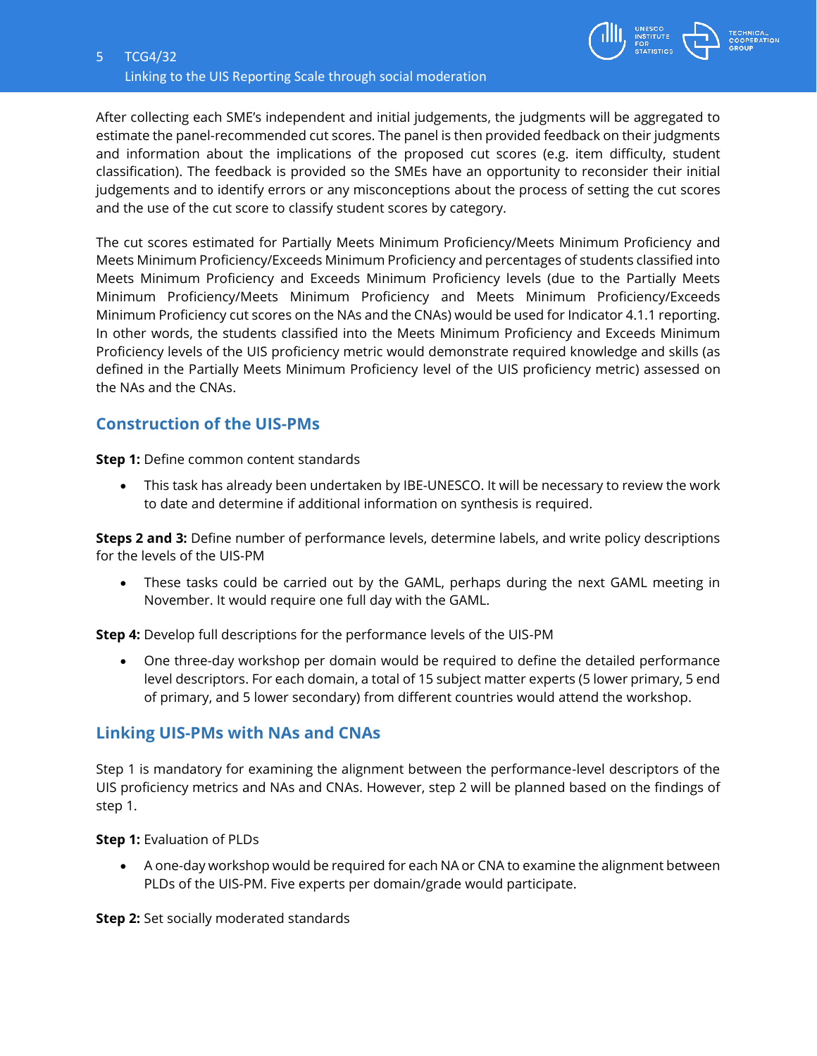After collecting each SME's independent and initial judgements, the judgments will be aggregated to estimate the panel-recommended cut scores. The panel is then provided feedback on their judgments and information about the implications of the proposed cut scores (e.g. item difficulty, student classification). The feedback is provided so the SMEs have an opportunity to reconsider their initial judgements and to identify errors or any misconceptions about the process of setting the cut scores and the use of the cut score to classify student scores by category.

The cut scores estimated for Partially Meets Minimum Proficiency/Meets Minimum Proficiency and Meets Minimum Proficiency/Exceeds Minimum Proficiency and percentages of students classified into Meets Minimum Proficiency and Exceeds Minimum Proficiency levels (due to the Partially Meets Minimum Proficiency/Meets Minimum Proficiency and Meets Minimum Proficiency/Exceeds Minimum Proficiency cut scores on the NAs and the CNAs) would be used for Indicator 4.1.1 reporting. In other words, the students classified into the Meets Minimum Proficiency and Exceeds Minimum Proficiency levels of the UIS proficiency metric would demonstrate required knowledge and skills (as defined in the Partially Meets Minimum Proficiency level of the UIS proficiency metric) assessed on the NAs and the CNAs.

## Construction of the UIS-PMs

**Step 1:** Define common content standards

- This task has already been undertaken by IBE-UNESCO. It will be necessary to review the work to date and determine if additional information on synthesis is required.

**Steps 2 and 3:** Define number of performance levels, determine labels, and write policy descriptions for the levels of the UIS-PM

- These tasks could be carried out by the GAML, perhaps during the next GAML meeting in November. It would require one full day with the GAML.

**Step 4:** Develop full descriptions for the performance levels of the UIS-PM

- One three-day workshop per domain would be required to define the detailed performance level descriptors. For each domain, a total of 15 subject matter experts (5 lower primary, 5 end of primary, and 5 lower secondary) from different countries would attend the workshop.

## Linking UIS-PMs with NAs and CNAs

Step 1 is mandatory for examining the alignment between the performance-level descriptors of the UIS proficiency metrics and NAs and CNAs. However, step 2 will be planned based on the findings of step 1.

**Step 1:** Evaluation of PLDs

- A one-day workshop would be required for each NA or CNA to examine the alignment between PLDs of the UIS-PM. Five experts per domain/grade would participate.

**Step 2:** Set socially moderated standards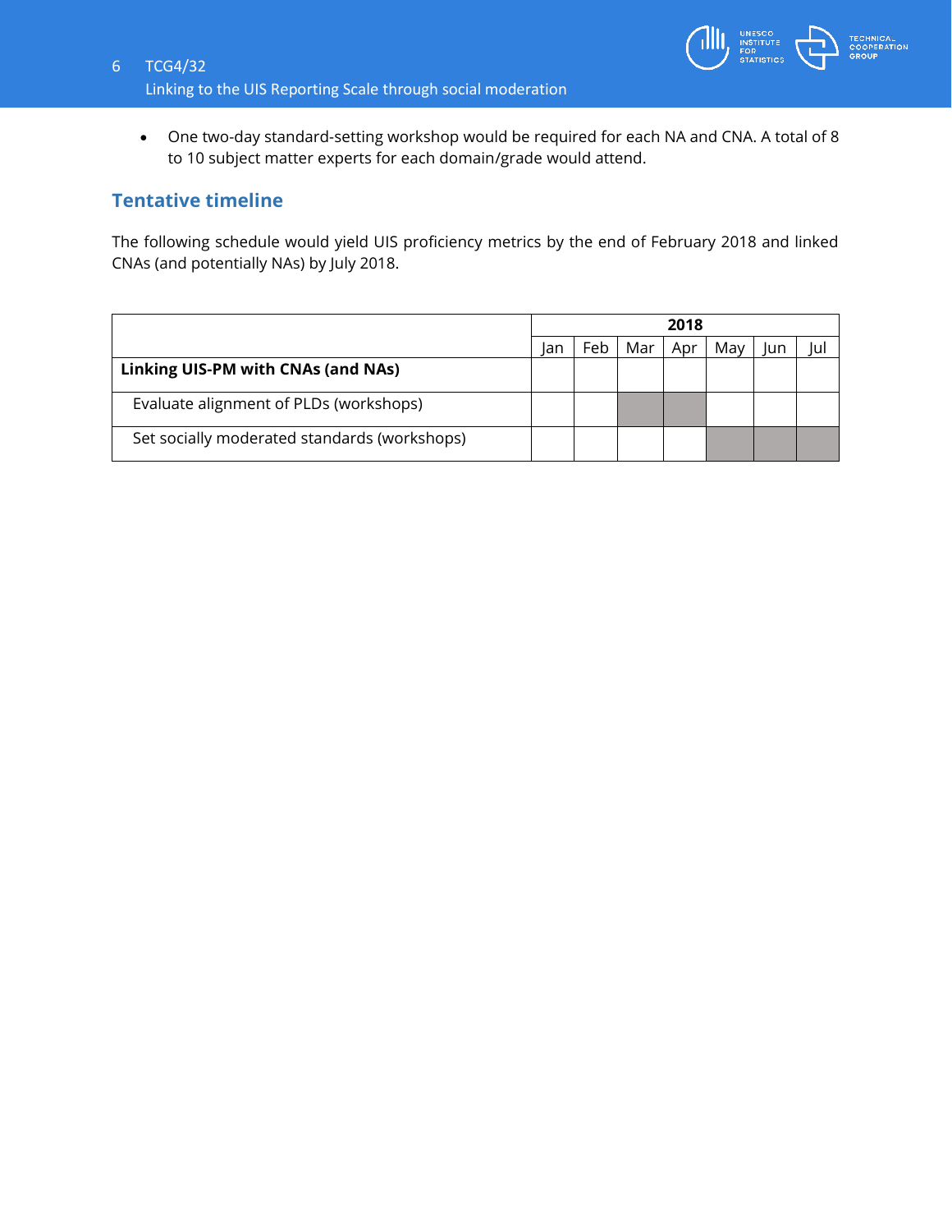- One two-day standard-setting workshop would be required for each NA and CNA. A total of 8 to 10 subject matter experts for each domain/grade would attend.

## Tentative timeline

The following schedule would yield UIS proficiency metrics by the end of February 2018 and linked CNAs (and potentially NAs) by July 2018.

| | 2018 | | | | | | |
|---|---|---|---|---|---|---|---|
| | Jan | Feb | Mar | Apr | May | Jun | Jul |
| **Linking UIS-PM with CNAs (and NAs)** | | | | | | | |
| Evaluate alignment of PLDs (workshops) | | | ■ | ■ | | | |
| Set socially moderated standards (workshops) | | | | | ■ | ■ | ■ |